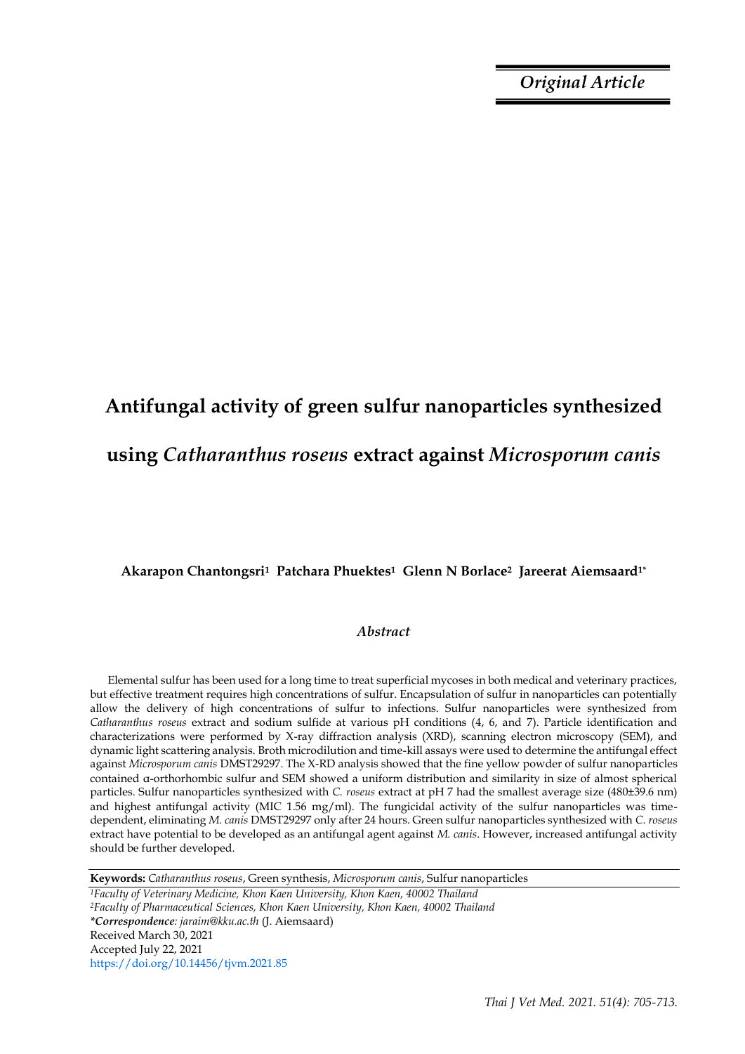*Original Article*

# Antifungal activity of green sulfur nanoparticles synthesized using *Catharanthus roseus* extract against *Microsporum canis*

**Akarapon Chantongsri[1] Patchara Phuektes[1] Glenn N Borlace[2] Jareerat Aiemsaard[1*]**

## *Abstract*

Elemental sulfur has been used for a long time to treat superficial mycoses in both medical and veterinary practices, but effective treatment requires high concentrations of sulfur. Encapsulation of sulfur in nanoparticles can potentially allow the delivery of high concentrations of sulfur to infections. Sulfur nanoparticles were synthesized from *Catharanthus roseus* extract and sodium sulfide at various pH conditions (4, 6, and 7). Particle identification and characterizations were performed by X-ray diffraction analysis (XRD), scanning electron microscopy (SEM), and dynamic light scattering analysis. Broth microdilution and time-kill assays were used to determine the antifungal effect against *Microsporum canis* DMST29297. The X-RD analysis showed that the fine yellow powder of sulfur nanoparticles contained α-orthorhombic sulfur and SEM showed a uniform distribution and similarity in size of almost spherical particles. Sulfur nanoparticles synthesized with *C. roseus* extract at pH 7 had the smallest average size (480±39.6 nm) and highest antifungal activity (MIC 1.56 mg/ml). The fungicidal activity of the sulfur nanoparticles was time-dependent, eliminating *M. canis* DMST29297 only after 24 hours. Green sulfur nanoparticles synthesized with *C. roseus* extract have potential to be developed as an antifungal agent against *M. canis*. However, increased antifungal activity should be further developed.

**Keywords:** *Catharanthus roseus*, Green synthesis, *Microsporum canis*, Sulfur nanoparticles

[1]*Faculty of Veterinary Medicine, Khon Kaen University, Khon Kaen, 40002 Thailand*
[2]*Faculty of Pharmaceutical Sciences, Khon Kaen University, Khon Kaen, 40002 Thailand*
***Correspondence**: jaraim@kku.ac.th* (J. Aiemsaard)
Received March 30, 2021
Accepted July 22, 2021
https://doi.org/10.14456/tjvm.2021.85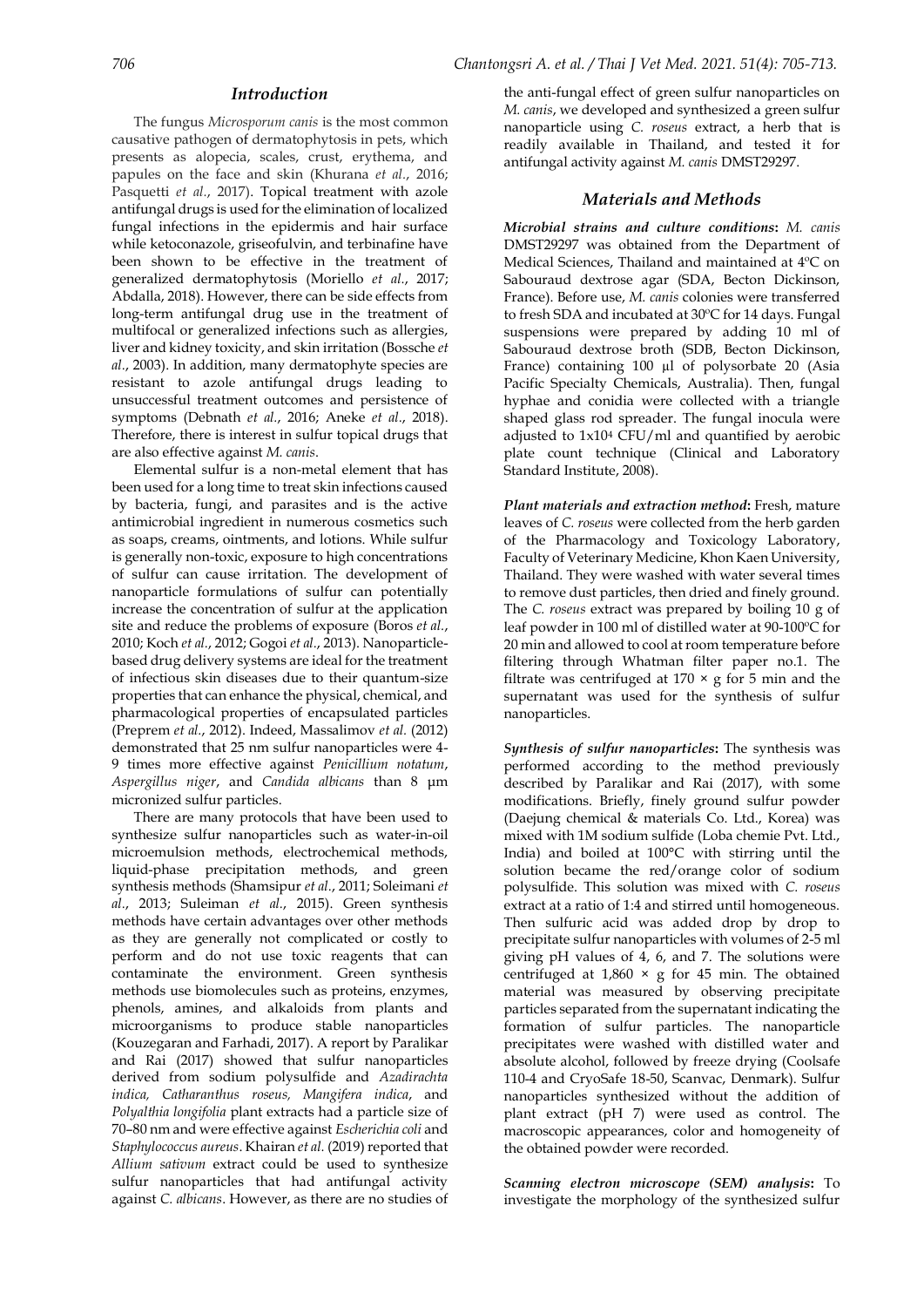## Introduction

The fungus *Microsporum canis* is the most common causative pathogen of dermatophytosis in pets, which presents as alopecia, scales, crust, erythema, and papules on the face and skin (Khurana *et al*., 2016; Pasquetti *et al*., 2017). Topical treatment with azole antifungal drugs is used for the elimination of localized fungal infections in the epidermis and hair surface while ketoconazole, griseofulvin, and terbinafine have been shown to be effective in the treatment of generalized dermatophytosis (Moriello *et al*., 2017; Abdalla, 2018). However, there can be side effects from long-term antifungal drug use in the treatment of multifocal or generalized infections such as allergies, liver and kidney toxicity, and skin irritation (Bossche *et al*., 2003). In addition, many dermatophyte species are resistant to azole antifungal drugs leading to unsuccessful treatment outcomes and persistence of symptoms (Debnath *et al*., 2016; Aneke *et al*., 2018). Therefore, there is interest in sulfur topical drugs that are also effective against *M. canis*.

Elemental sulfur is a non-metal element that has been used for a long time to treat skin infections caused by bacteria, fungi, and parasites and is the active antimicrobial ingredient in numerous cosmetics such as soaps, creams, ointments, and lotions. While sulfur is generally non-toxic, exposure to high concentrations of sulfur can cause irritation. The development of nanoparticle formulations of sulfur can potentially increase the concentration of sulfur at the application site and reduce the problems of exposure (Boros *et al*., 2010; Koch *et al*., 2012; Gogoi *et al*., 2013). Nanoparticle-based drug delivery systems are ideal for the treatment of infectious skin diseases due to their quantum-size properties that can enhance the physical, chemical, and pharmacological properties of encapsulated particles (Preprem *et al*., 2012). Indeed, Massalimov *et al.* (2012) demonstrated that 25 nm sulfur nanoparticles were 4-9 times more effective against *Penicillium notatum*, *Aspergillus niger*, and *Candida albicans* than 8 µm micronized sulfur particles.

There are many protocols that have been used to synthesize sulfur nanoparticles such as water-in-oil microemulsion methods, electrochemical methods, liquid-phase precipitation methods, and green synthesis methods (Shamsipur *et al*., 2011; Soleimani *et al*., 2013; Suleiman *et al*., 2015). Green synthesis methods have certain advantages over other methods as they are generally not complicated or costly to perform and do not use toxic reagents that can contaminate the environment. Green synthesis methods use biomolecules such as proteins, enzymes, phenols, amines, and alkaloids from plants and microorganisms to produce stable nanoparticles (Kouzegaran and Farhadi, 2017). A report by Paralikar and Rai (2017) showed that sulfur nanoparticles derived from sodium polysulfide and *Azadirachta indica, Catharanthus roseus, Mangifera indica*, and *Polyalthia longifolia* plant extracts had a particle size of 70–80 nm and were effective against *Escherichia coli* and *Staphylococcus aureus*. Khairan *et al.* (2019) reported that *Allium sativum* extract could be used to synthesize sulfur nanoparticles that had antifungal activity against *C. albicans*. However, as there are no studies of the anti-fungal effect of green sulfur nanoparticles on *M. canis*, we developed and synthesized a green sulfur nanoparticle using *C. roseus* extract, a herb that is readily available in Thailand, and tested it for antifungal activity against *M. canis* DMST29297.

## Materials and Methods

***Microbial strains and culture conditions*:** *M. canis* DMST29297 was obtained from the Department of Medical Sciences, Thailand and maintained at 4ºC on Sabouraud dextrose agar (SDA, Becton Dickinson, France). Before use, *M. canis* colonies were transferred to fresh SDA and incubated at 30ºC for 14 days. Fungal suspensions were prepared by adding 10 ml of Sabouraud dextrose broth (SDB, Becton Dickinson, France) containing 100 µl of polysorbate 20 (Asia Pacific Specialty Chemicals, Australia). Then, fungal hyphae and conidia were collected with a triangle shaped glass rod spreader. The fungal inocula were adjusted to $1 \times 10^4$ CFU/ml and quantified by aerobic plate count technique (Clinical and Laboratory Standard Institute, 2008).

***Plant materials and extraction method*:** Fresh, mature leaves of *C. roseus* were collected from the herb garden of the Pharmacology and Toxicology Laboratory, Faculty of Veterinary Medicine, Khon Kaen University, Thailand. They were washed with water several times to remove dust particles, then dried and finely ground. The *C. roseus* extract was prepared by boiling 10 g of leaf powder in 100 ml of distilled water at 90-100ºC for 20 min and allowed to cool at room temperature before filtering through Whatman filter paper no.1. The filtrate was centrifuged at $170 \times g$ for 5 min and the supernatant was used for the synthesis of sulfur nanoparticles.

***Synthesis of sulfur nanoparticles*:** The synthesis was performed according to the method previously described by Paralikar and Rai (2017), with some modifications. Briefly, finely ground sulfur powder (Daejung chemical & materials Co. Ltd., Korea) was mixed with 1M sodium sulfide (Loba chemie Pvt. Ltd., India) and boiled at 100°C with stirring until the solution became the red/orange color of sodium polysulfide. This solution was mixed with *C. roseus* extract at a ratio of 1:4 and stirred until homogeneous. Then sulfuric acid was added drop by drop to precipitate sulfur nanoparticles with volumes of 2-5 ml giving pH values of 4, 6, and 7. The solutions were centrifuged at $1{,}860 \times g$ for 45 min. The obtained material was measured by observing precipitate particles separated from the supernatant indicating the formation of sulfur particles. The nanoparticle precipitates were washed with distilled water and absolute alcohol, followed by freeze drying (Coolsafe 110-4 and CryoSafe 18-50, Scanvac, Denmark). Sulfur nanoparticles synthesized without the addition of plant extract (pH 7) were used as control. The macroscopic appearances, color and homogeneity of the obtained powder were recorded.

***Scanning electron microscope (SEM) analysis*:** To investigate the morphology of the synthesized sulfur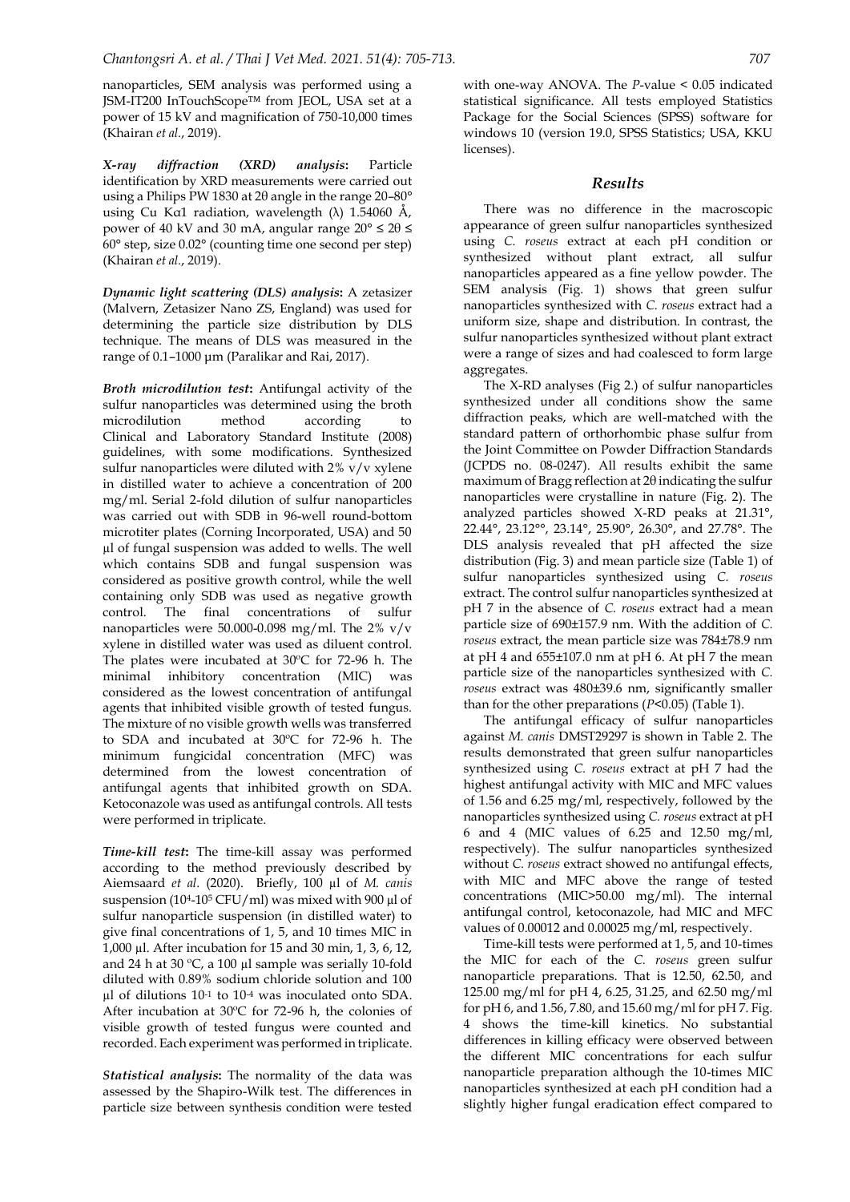nanoparticles, SEM analysis was performed using a JSM-IT200 InTouchScope™ from JEOL, USA set at a power of 15 kV and magnification of 750-10,000 times (Khairan *et al.*, 2019).

***X-ray diffraction (XRD) analysis*:** Particle identification by XRD measurements were carried out using a Philips PW 1830 at 2θ angle in the range 20–80° using Cu Kα1 radiation, wavelength (λ) 1.54060 Å, power of 40 kV and 30 mA, angular range 20° ≤ 2θ ≤ 60° step, size 0.02° (counting time one second per step) (Khairan *et al.*, 2019).

***Dynamic light scattering (DLS) analysis*:** A zetasizer (Malvern, Zetasizer Nano ZS, England) was used for determining the particle size distribution by DLS technique. The means of DLS was measured in the range of 0.1–1000 µm (Paralikar and Rai, 2017).

***Broth microdilution test*:** Antifungal activity of the sulfur nanoparticles was determined using the broth microdilution method according to Clinical and Laboratory Standard Institute (2008) guidelines, with some modifications. Synthesized sulfur nanoparticles were diluted with 2% v/v xylene in distilled water to achieve a concentration of 200 mg/ml. Serial 2-fold dilution of sulfur nanoparticles was carried out with SDB in 96-well round-bottom microtiter plates (Corning Incorporated, USA) and 50 µl of fungal suspension was added to wells. The well which contains SDB and fungal suspension was considered as positive growth control, while the well containing only SDB was used as negative growth control. The final concentrations of sulfur nanoparticles were 50.000-0.098 mg/ml. The 2% v/v xylene in distilled water was used as diluent control. The plates were incubated at 30ºC for 72-96 h. The minimal inhibitory concentration (MIC) was considered as the lowest concentration of antifungal agents that inhibited visible growth of tested fungus. The mixture of no visible growth wells was transferred to SDA and incubated at 30ºC for 72-96 h. The minimum fungicidal concentration (MFC) was determined from the lowest concentration of antifungal agents that inhibited growth on SDA. Ketoconazole was used as antifungal controls. All tests were performed in triplicate.

***Time-kill test*:** The time-kill assay was performed according to the method previously described by Aiemsaard *et al.* (2020). Briefly, 100 µl of *M. canis* suspension ($10^4$-$10^5$ CFU/ml) was mixed with 900 µl of sulfur nanoparticle suspension (in distilled water) to give final concentrations of 1, 5, and 10 times MIC in 1,000 µl. After incubation for 15 and 30 min, 1, 3, 6, 12, and 24 h at 30 ºC, a 100 µl sample was serially 10-fold diluted with 0.89% sodium chloride solution and 100 µl of dilutions $10^{-1}$ to $10^{-4}$ was inoculated onto SDA. After incubation at 30ºC for 72-96 h, the colonies of visible growth of tested fungus were counted and recorded. Each experiment was performed in triplicate.

***Statistical analysis*:** The normality of the data was assessed by the Shapiro-Wilk test. The differences in particle size between synthesis condition were tested with one-way ANOVA. The *P*-value < 0.05 indicated statistical significance. All tests employed Statistics Package for the Social Sciences (SPSS) software for windows 10 (version 19.0, SPSS Statistics; USA, KKU licenses).

## *Results*

There was no difference in the macroscopic appearance of green sulfur nanoparticles synthesized using *C. roseus* extract at each pH condition or synthesized without plant extract, all sulfur nanoparticles appeared as a fine yellow powder. The SEM analysis (Fig. 1) shows that green sulfur nanoparticles synthesized with *C. roseus* extract had a uniform size, shape and distribution. In contrast, the sulfur nanoparticles synthesized without plant extract were a range of sizes and had coalesced to form large aggregates.

The X-RD analyses (Fig 2.) of sulfur nanoparticles synthesized under all conditions show the same diffraction peaks, which are well-matched with the standard pattern of orthorhombic phase sulfur from the Joint Committee on Powder Diffraction Standards (JCPDS no. 08-0247). All results exhibit the same maximum of Bragg reflection at 2θ indicating the sulfur nanoparticles were crystalline in nature (Fig. 2). The analyzed particles showed X-RD peaks at 21.31°, 22.44°, 23.12°°, 23.14°, 25.90°, 26.30°, and 27.78°. The DLS analysis revealed that pH affected the size distribution (Fig. 3) and mean particle size (Table 1) of sulfur nanoparticles synthesized using *C. roseus* extract. The control sulfur nanoparticles synthesized at pH 7 in the absence of *C. roseus* extract had a mean particle size of 690±157.9 nm. With the addition of *C. roseus* extract, the mean particle size was 784±78.9 nm at pH 4 and 655±107.0 nm at pH 6. At pH 7 the mean particle size of the nanoparticles synthesized with *C. roseus* extract was 480±39.6 nm, significantly smaller than for the other preparations ($P$<0.05) (Table 1).

The antifungal efficacy of sulfur nanoparticles against *M. canis* DMST29297 is shown in Table 2. The results demonstrated that green sulfur nanoparticles synthesized using *C. roseus* extract at pH 7 had the highest antifungal activity with MIC and MFC values of 1.56 and 6.25 mg/ml, respectively, followed by the nanoparticles synthesized using *C. roseus* extract at pH 6 and 4 (MIC values of 6.25 and 12.50 mg/ml, respectively). The sulfur nanoparticles synthesized without *C. roseus* extract showed no antifungal effects, with MIC and MFC above the range of tested concentrations (MIC>50.00 mg/ml). The internal antifungal control, ketoconazole, had MIC and MFC values of 0.00012 and 0.00025 mg/ml, respectively.

Time-kill tests were performed at 1, 5, and 10-times the MIC for each of the *C. roseus* green sulfur nanoparticle preparations. That is 12.50, 62.50, and 125.00 mg/ml for pH 4, 6.25, 31.25, and 62.50 mg/ml for pH 6, and 1.56, 7.80, and 15.60 mg/ml for pH 7. Fig. 4 shows the time-kill kinetics. No substantial differences in killing efficacy were observed between the different MIC concentrations for each sulfur nanoparticle preparation although the 10-times MIC nanoparticles synthesized at each pH condition had a slightly higher fungal eradication effect compared to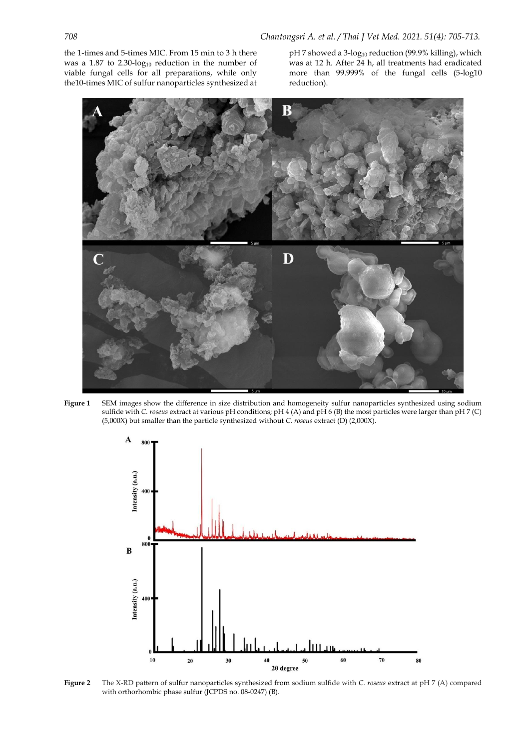the 1-times and 5-times MIC. From 15 min to 3 h there was a 1.87 to 2.30-$\log_{10}$ reduction in the number of viable fungal cells for all preparations, while only the10-times MIC of sulfur nanoparticles synthesized at pH 7 showed a 3-$\log_{10}$ reduction (99.9% killing), which was at 12 h. After 24 h, all treatments had eradicated more than 99.999% of the fungal cells (5-log10 reduction).

**Figure 1** SEM images show the difference in size distribution and homogeneity sulfur nanoparticles synthesized using sodium sulfide with *C. roseus* extract at various pH conditions; pH 4 (A) and pH 6 (B) the most particles were larger than pH 7 (C) (5,000X) but smaller than the particle synthesized without *C. roseus* extract (D) (2,000X).

**Figure 2** The X-RD pattern of sulfur nanoparticles synthesized from sodium sulfide with *C. roseus* extract at pH 7 (A) compared with orthorhombic phase sulfur (JCPDS no. 08-0247) (B).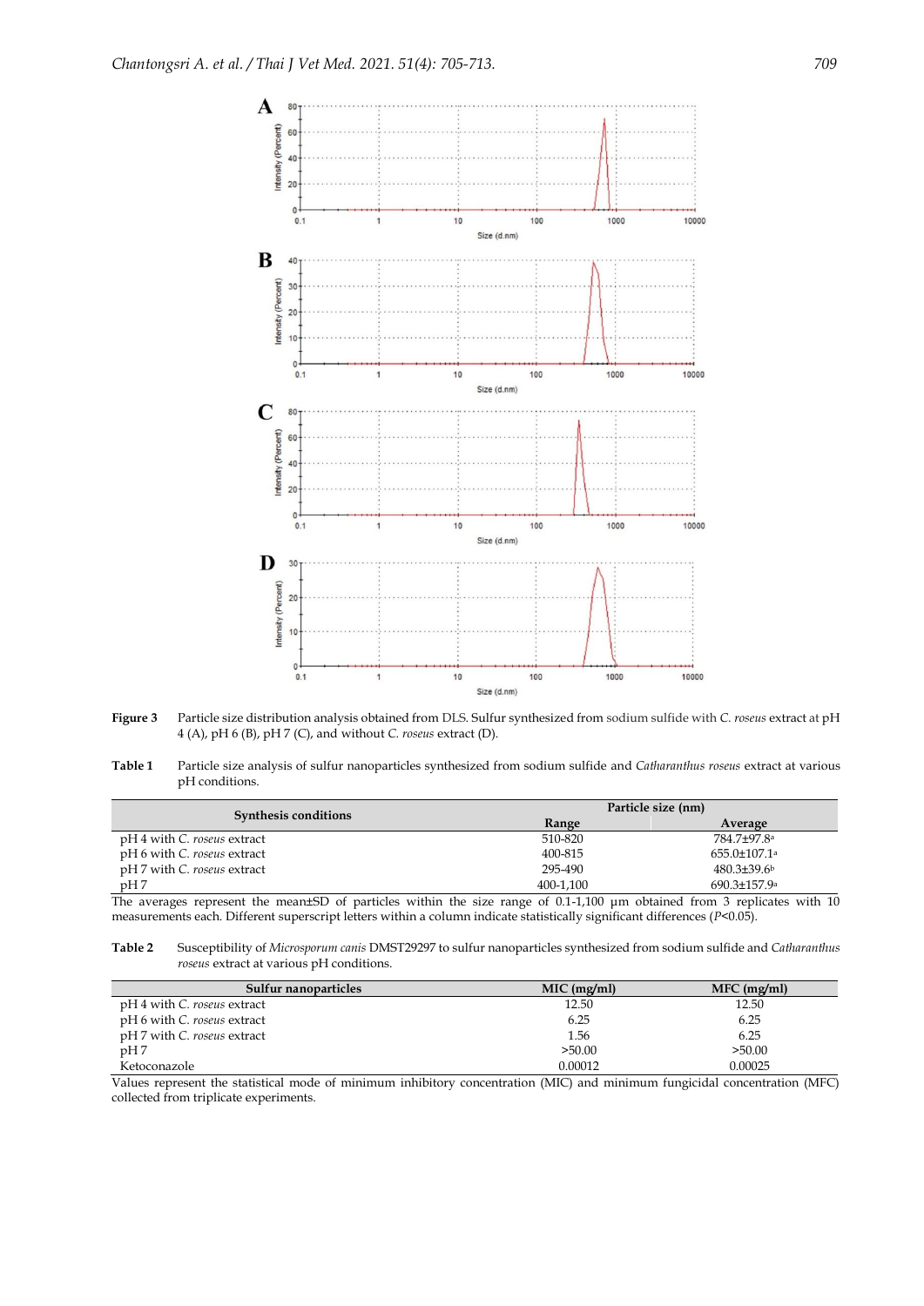Figure 3 Particle size distribution analysis obtained from DLS. Sulfur synthesized from sodium sulfide with *C. roseus* extract at pH 4 (A), pH 6 (B), pH 7 (C), and without *C. roseus* extract (D).

**Table 1** Particle size analysis of sulfur nanoparticles synthesized from sodium sulfide and *Catharanthus roseus* extract at various pH conditions.

| Synthesis conditions | Particle size (nm) | |
|---|---|---|
| | Range | Average |
| pH 4 with *C. roseus* extract | 510-820 | 784.7±97.8[a] |
| pH 6 with *C. roseus* extract | 400-815 | 655.0±107.1[a] |
| pH 7 with *C. roseus* extract | 295-490 | 480.3±39.6[b] |
| pH 7 | 400-1,100 | 690.3±157.9[a] |

The averages represent the mean±SD of particles within the size range of 0.1-1,100 µm obtained from 3 replicates with 10 measurements each. Different superscript letters within a column indicate statistically significant differences ($P$<0.05).

**Table 2** Susceptibility of *Microsporum canis* DMST29297 to sulfur nanoparticles synthesized from sodium sulfide and *Catharanthus roseus* extract at various pH conditions.

| Sulfur nanoparticles | MIC (mg/ml) | MFC (mg/ml) |
|---|---|---|
| pH 4 with *C. roseus* extract | 12.50 | 12.50 |
| pH 6 with *C. roseus* extract | 6.25 | 6.25 |
| pH 7 with *C. roseus* extract | 1.56 | 6.25 |
| pH 7 | >50.00 | >50.00 |
| Ketoconazole | 0.00012 | 0.00025 |

Values represent the statistical mode of minimum inhibitory concentration (MIC) and minimum fungicidal concentration (MFC) collected from triplicate experiments.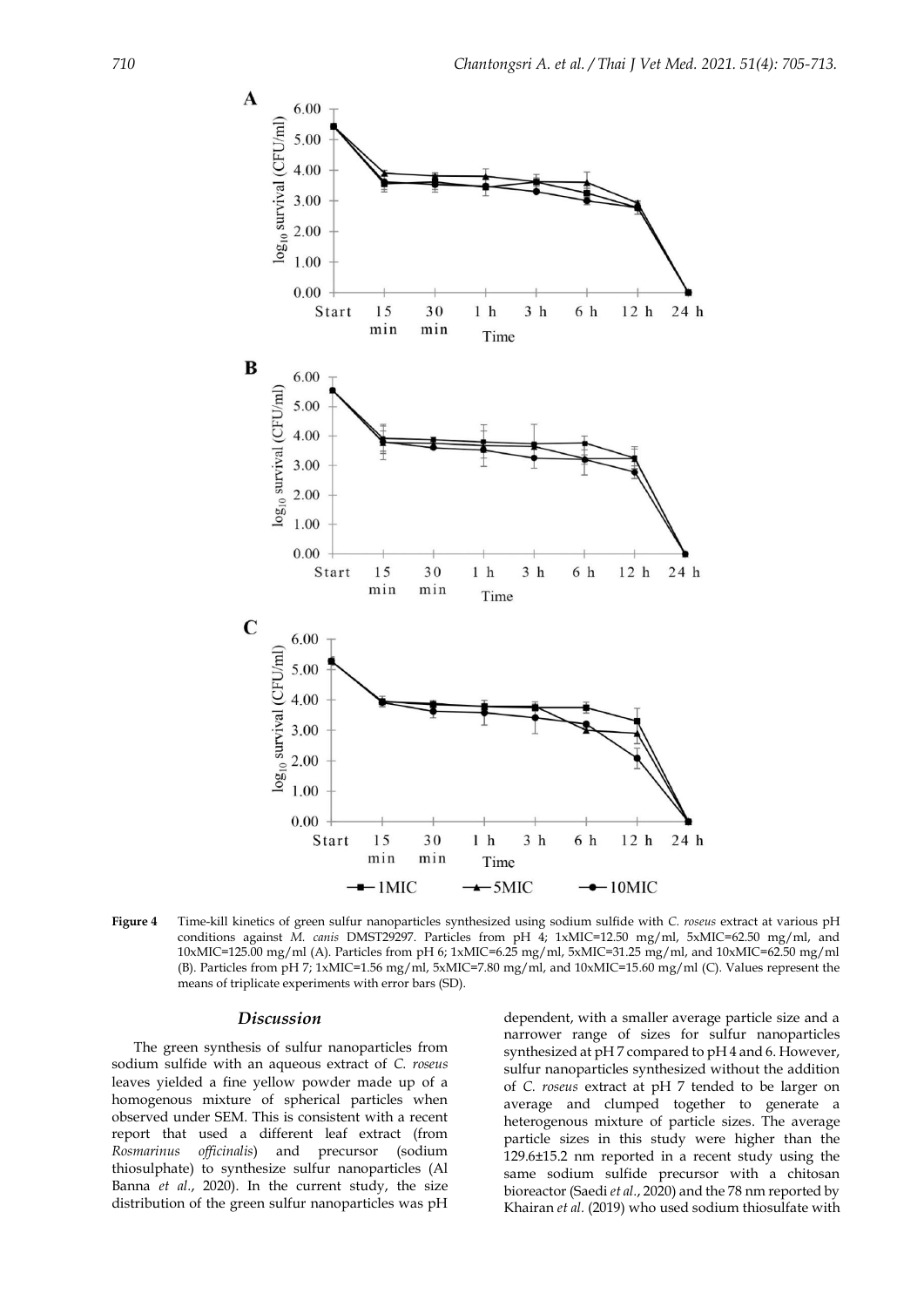**Figure 4** Time-kill kinetics of green sulfur nanoparticles synthesized using sodium sulfide with *C. roseus* extract at various pH conditions against *M. canis* DMST29297. Particles from pH 4; 1xMIC=12.50 mg/ml, 5xMIC=62.50 mg/ml, and 10xMIC=125.00 mg/ml (A). Particles from pH 6; 1xMIC=6.25 mg/ml, 5xMIC=31.25 mg/ml, and 10xMIC=62.50 mg/ml (B). Particles from pH 7; 1xMIC=1.56 mg/ml, 5xMIC=7.80 mg/ml, and 10xMIC=15.60 mg/ml (C). Values represent the means of triplicate experiments with error bars (SD).

## Discussion

The green synthesis of sulfur nanoparticles from sodium sulfide with an aqueous extract of *C. roseus* leaves yielded a fine yellow powder made up of a homogenous mixture of spherical particles when observed under SEM. This is consistent with a recent report that used a different leaf extract (from *Rosmarinus officinalis*) and precursor (sodium thiosulphate) to synthesize sulfur nanoparticles (Al Banna *et al.*, 2020). In the current study, the size distribution of the green sulfur nanoparticles was pH dependent, with a smaller average particle size and a narrower range of sizes for sulfur nanoparticles synthesized at pH 7 compared to pH 4 and 6. However, sulfur nanoparticles synthesized without the addition of *C. roseus* extract at pH 7 tended to be larger on average and clumped together to generate a heterogenous mixture of particle sizes. The average particle sizes in this study were higher than the 129.6±15.2 nm reported in a recent study using the same sodium sulfide precursor with a chitosan bioreactor (Saedi *et al.*, 2020) and the 78 nm reported by Khairan *et al.* (2019) who used sodium thiosulfate with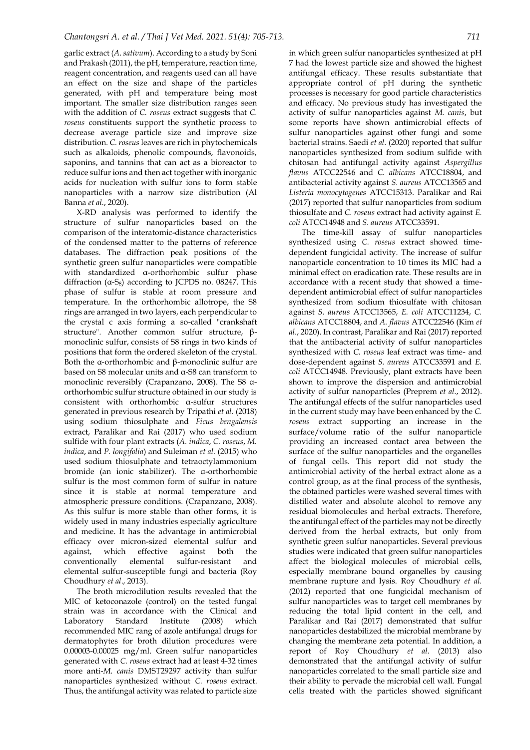garlic extract (*A. sativum*). According to a study by Soni and Prakash (2011), the pH, temperature, reaction time, reagent concentration, and reagents used can all have an effect on the size and shape of the particles generated, with pH and temperature being most important. The smaller size distribution ranges seen with the addition of *C. roseus* extract suggests that *C. roseus* constituents support the synthetic process to decrease average particle size and improve size distribution. *C. roseus* leaves are rich in phytochemicals such as alkaloids, phenolic compounds, flavonoids, saponins, and tannins that can act as a bioreactor to reduce sulfur ions and then act together with inorganic acids for nucleation with sulfur ions to form stable nanoparticles with a narrow size distribution (Al Banna *et al*., 2020).

X-RD analysis was performed to identify the structure of sulfur nanoparticles based on the comparison of the interatomic-distance characteristics of the condensed matter to the patterns of reference databases. The diffraction peak positions of the synthetic green sulfur nanoparticles were compatible with standardized α-orthorhombic sulfur phase diffraction (α-$S_8$) according to JCPDS no. 08247. This phase of sulfur is stable at room pressure and temperature. In the orthorhombic allotrope, the S8 rings are arranged in two layers, each perpendicular to the crystal c axis forming a so-called "crankshaft structure". Another common sulfur structure, β-monoclinic sulfur, consists of S8 rings in two kinds of positions that form the ordered skeleton of the crystal. Both the α-orthorhombic and β-monoclinic sulfur are based on S8 molecular units and α-S8 can transform to monoclinic reversibly (Crapanzano, 2008). The S8 α-orthorhombic sulfur structure obtained in our study is consistent with orthorhombic α-sulfur structures generated in previous research by Tripathi *et al.* (2018) using sodium thiosulphate and *Ficus bengalensis* extract, Paralikar and Rai (2017) who used sodium sulfide with four plant extracts (*A. indica*, *C. roseus*, *M. indica*, and *P. longifolia*) and Suleiman *et al.* (2015) who used sodium thiosulphate and tetraoctylammonium bromide (an ionic stabilizer). The α-orthorhombic sulfur is the most common form of sulfur in nature since it is stable at normal temperature and atmospheric pressure conditions. (Crapanzano, 2008). As this sulfur is more stable than other forms, it is widely used in many industries especially agriculture and medicine. It has the advantage in antimicrobial efficacy over micron-sized elemental sulfur and against, which effective against both the conventionally elemental sulfur-resistant and elemental sulfur-susceptible fungi and bacteria (Roy Choudhury *et al*., 2013).

The broth microdilution results revealed that the MIC of ketoconazole (control) on the tested fungal strain was in accordance with the Clinical and Laboratory Standard Institute (2008) which recommended MIC rang of azole antifungal drugs for dermatophytes for broth dilution procedures were 0.00003-0.00025 mg/ml. Green sulfur nanoparticles generated with *C. roseus* extract had at least 4-32 times more anti-*M. canis* DMST29297 activity than sulfur nanoparticles synthesized without *C. roseus* extract. Thus, the antifungal activity was related to particle size in which green sulfur nanoparticles synthesized at pH 7 had the lowest particle size and showed the highest antifungal efficacy. These results substantiate that appropriate control of pH during the synthetic processes is necessary for good particle characteristics and efficacy. No previous study has investigated the activity of sulfur nanoparticles against *M. canis*, but some reports have shown antimicrobial effects of sulfur nanoparticles against other fungi and some bacterial strains. Saedi *et al.* (2020) reported that sulfur nanoparticles synthesized from sodium sulfide with chitosan had antifungal activity against *Aspergillus flavus* ATCC22546 and *C. albicans* ATCC18804, and antibacterial activity against *S. aureus* ATCC13565 and *Listeria monocytogenes* ATCC15313. Paralikar and Rai (2017) reported that sulfur nanoparticles from sodium thiosulfate and *C. roseus* extract had activity against *E. coli* ATCC14948 and *S. aureus* ATCC33591.

The time-kill assay of sulfur nanoparticles synthesized using *C. roseus* extract showed time-dependent fungicidal activity. The increase of sulfur nanoparticle concentration to 10 times its MIC had a minimal effect on eradication rate. These results are in accordance with a recent study that showed a time-dependent antimicrobial effect of sulfur nanoparticles synthesized from sodium thiosulfate with chitosan against *S. aureus* ATCC13565, *E. coli* ATCC11234, *C. albicans* ATCC18804, and *A. flavus* ATCC22546 (Kim *et al*., 2020). In contrast, Paralikar and Rai (2017) reported that the antibacterial activity of sulfur nanoparticles synthesized with *C. roseus* leaf extract was time- and dose-dependent against *S. aureus* ATCC33591 and *E. coli* ATCC14948. Previously, plant extracts have been shown to improve the dispersion and antimicrobial activity of sulfur nanoparticles (Preprem *et al*., 2012). The antifungal effects of the sulfur nanoparticles used in the current study may have been enhanced by the *C. roseus* extract supporting an increase in the surface/volume ratio of the sulfur nanoparticle providing an increased contact area between the surface of the sulfur nanoparticles and the organelles of fungal cells. This report did not study the antimicrobial activity of the herbal extract alone as a control group, as at the final process of the synthesis, the obtained particles were washed several times with distilled water and absolute alcohol to remove any residual biomolecules and herbal extracts. Therefore, the antifungal effect of the particles may not be directly derived from the herbal extracts, but only from synthetic green sulfur nanoparticles. Several previous studies were indicated that green sulfur nanoparticles affect the biological molecules of microbial cells, especially membrane bound organelles by causing membrane rupture and lysis. Roy Choudhury *et al.* (2012) reported that one fungicidal mechanism of sulfur nanoparticles was to target cell membranes by reducing the total lipid content in the cell, and Paralikar and Rai (2017) demonstrated that sulfur nanoparticles destabilized the microbial membrane by changing the membrane zeta potential. In addition, a report of Roy Choudhury *et al.* (2013) also demonstrated that the antifungal activity of sulfur nanoparticles correlated to the small particle size and their ability to pervade the microbial cell wall. Fungal cells treated with the particles showed significant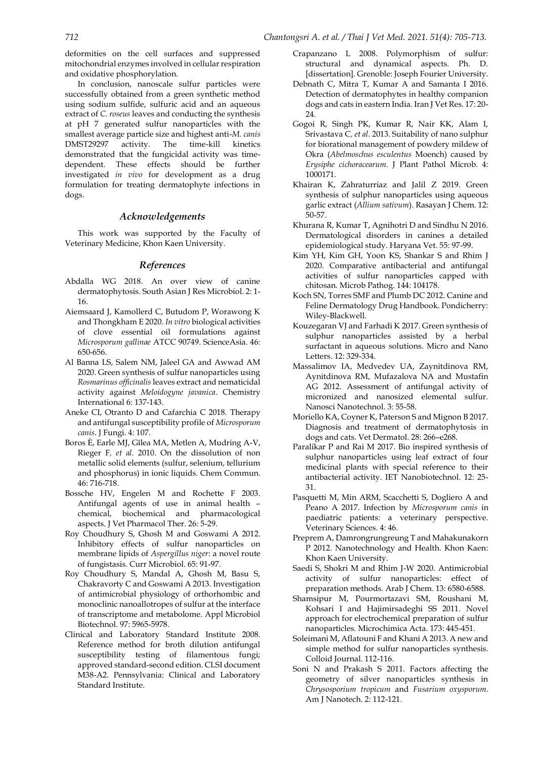deformities on the cell surfaces and suppressed mitochondrial enzymes involved in cellular respiration and oxidative phosphorylation.

In conclusion, nanoscale sulfur particles were successfully obtained from a green synthetic method using sodium sulfide, sulfuric acid and an aqueous extract of *C. roseus* leaves and conducting the synthesis at pH 7 generated sulfur nanoparticles with the smallest average particle size and highest anti-*M. canis* DMST29297 activity. The time-kill kinetics demonstrated that the fungicidal activity was time-dependent. These effects should be further investigated *in vivo* for development as a drug formulation for treating dermatophyte infections in dogs.

## Acknowledgements

This work was supported by the Faculty of Veterinary Medicine, Khon Kaen University.

## References

Abdalla WG 2018. An over view of canine dermatophytosis. South Asian J Res Microbiol. 2: 1-16.

Aiemsaard J, Kamollerd C, Butudom P, Worawong K and Thongkham E 2020. *In vitro* biological activities of clove essential oil formulations against *Microsporum gallinae* ATCC 90749. ScienceAsia. 46: 650-656.

Al Banna LS, Salem NM, Jaleel GA and Awwad AM 2020. Green synthesis of sulfur nanoparticles using *Rosmarinus officinalis* leaves extract and nematicidal activity against *Meloidogyne javanica*. Chemistry International 6: 137-143.

Aneke CI, Otranto D and Cafarchia C 2018. Therapy and antifungal susceptibility profile of *Microsporum canis*. J Fungi. 4: 107.

Boros È, Earle MJ, Gîlea MA, Metlen A, Mudring A-V, Rieger F*, et al.* 2010. On the dissolution of non metallic solid elements (sulfur, selenium, tellurium and phosphorus) in ionic liquids. Chem Commun. 46: 716-718.

Bossche HV, Engelen M and Rochette F 2003. Antifungal agents of use in animal health – chemical, biochemical and pharmacological aspects. J Vet Pharmacol Ther. 26: 5-29.

Roy Choudhury S, Ghosh M and Goswami A 2012. Inhibitory effects of sulfur nanoparticles on membrane lipids of *Aspergillus niger*: a novel route of fungistasis. Curr Microbiol. 65: 91-97.

Roy Choudhury S, Mandal A, Ghosh M, Basu S, Chakravorty C and Goswami A 2013. Investigation of antimicrobial physiology of orthorhombic and monoclinic nanoallotropes of sulfur at the interface of transcriptome and metabolome. Appl Microbiol Biotechnol. 97: 5965-5978.

Clinical and Laboratory Standard Institute 2008. Reference method for broth dilution antifungal susceptibility testing of filamentous fungi; approved standard-second edition. CLSI document M38-A2. Pennsylvania: Clinical and Laboratory Standard Institute.

Crapanzano L 2008. Polymorphism of sulfur: structural and dynamical aspects. Ph. D. [dissertation]. Grenoble: Joseph Fourier University.

Debnath C, Mitra T, Kumar A and Samanta I 2016. Detection of dermatophytes in healthy companion dogs and cats in eastern India. Iran J Vet Res. 17: 20-24.

Gogoi R, Singh PK, Kumar R, Nair KK, Alam I, Srivastava C*, et al.* 2013. Suitability of nano sulphur for biorational management of powdery mildew of Okra (*Abelmoschus esculentus* Moench) caused by *Erysiphe cichoracearum*. J Plant Pathol Microb. 4: 1000171.

Khairan K, Zahraturriaz and Jalil Z 2019. Green synthesis of sulphur nanoparticles using aqueous garlic extract (*Allium sativum*). Rasayan J Chem. 12: 50-57.

Khurana R, Kumar T, Agnihotri D and Sindhu N 2016. Dermatological disorders in canines a detailed epidemiological study. Haryana Vet. 55: 97-99.

Kim YH, Kim GH, Yoon KS, Shankar S and Rhim J 2020. Comparative antibacterial and antifungal activities of sulfur nanoparticles capped with chitosan. Microb Pathog. 144: 104178.

Koch SN, Torres SMF and Plumb DC 2012. Canine and Feline Dermatology Drug Handbook. Pondicherry: Wiley-Blackwell.

Kouzegaran VJ and Farhadi K 2017. Green synthesis of sulphur nanoparticles assisted by a herbal surfactant in aqueous solutions. Micro and Nano Letters. 12: 329-334.

Massalimov IA, Medvedev UA, Zaynitdinova RM, Aynitdinova RM, Mufazalova NA and Mustafin AG 2012. Assessment of antifungal activity of micronized and nanosized elemental sulfur. Nanosci Nanotechnol. 3: 55-58.

Moriello KA, Coyner K, Paterson S and Mignon B 2017. Diagnosis and treatment of dermatophytosis in dogs and cats. Vet Dermatol. 28: 266–e268.

Paralikar P and Rai M 2017. Bio inspired synthesis of sulphur nanoparticles using leaf extract of four medicinal plants with special reference to their antibacterial activity. IET Nanobiotechnol. 12: 25-31.

Pasquetti M, Min ARM, Scacchetti S, Dogliero A and Peano A 2017. Infection by *Microsporum canis* in paediatric patients: a veterinary perspective. Veterinary Sciences. 4: 46.

Preprem A, Damrongrungreung T and Mahakunakorn P 2012. Nanotechnology and Health. Khon Kaen: Khon Kaen University.

Saedi S, Shokri M and Rhim J-W 2020. Antimicrobial activity of sulfur nanoparticles: effect of preparation methods. Arab J Chem. 13: 6580-6588.

Shamsipur M, Pourmortazavi SM, Roushani M, Kohsari I and Hajimirsadeghi SS 2011. Novel approach for electrochemical preparation of sulfur nanoparticles. Microchimica Acta. 173: 445-451.

Soleimani M, Aflatouni F and Khani A 2013. A new and simple method for sulfur nanoparticles synthesis. Colloid Journal. 112-116.

Soni N and Prakash S 2011. Factors affecting the geometry of silver nanoparticles synthesis in *Chrysosporium tropicum* and *Fusarium oxysporum*. Am J Nanotech. 2: 112-121.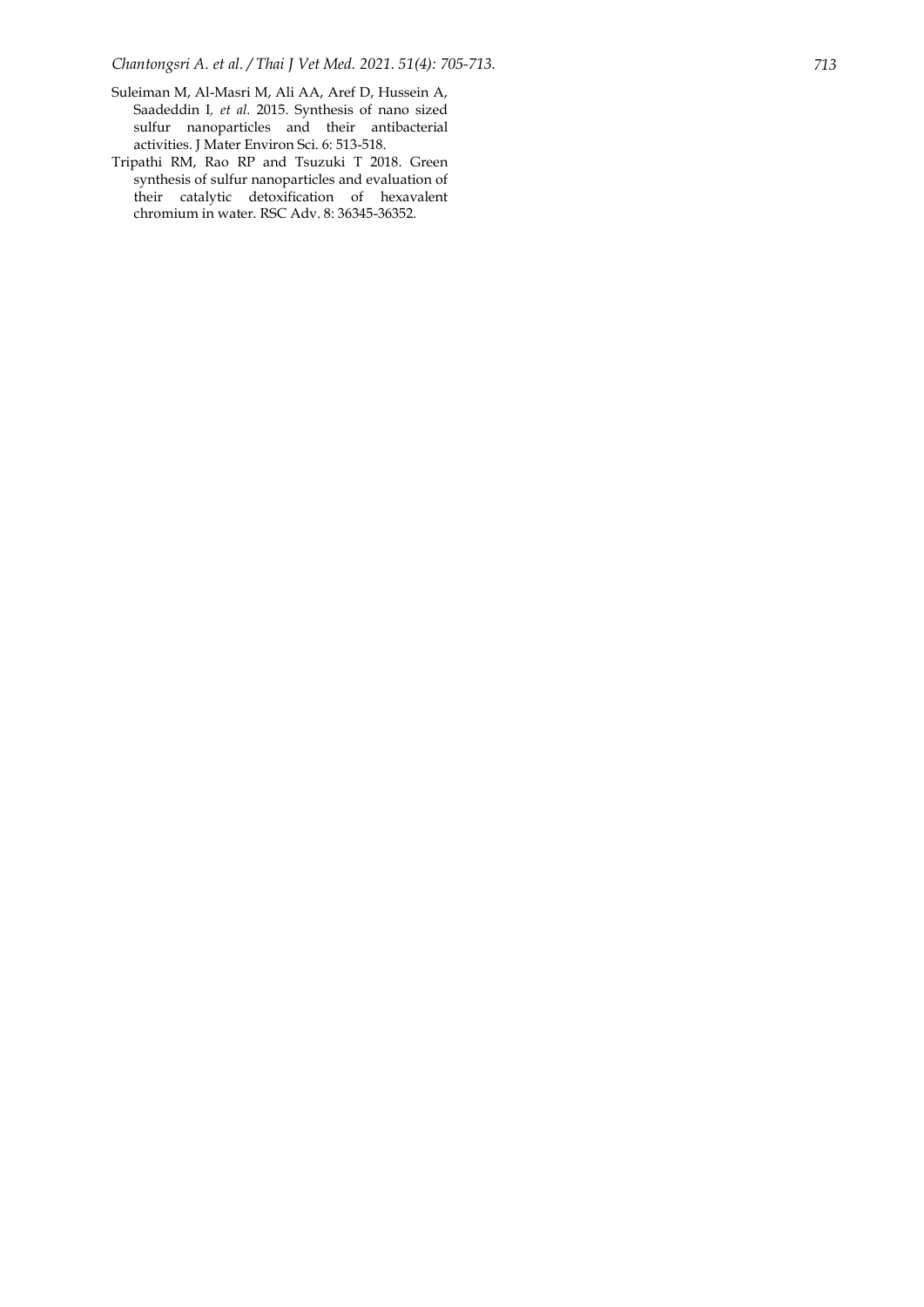Suleiman M, Al-Masri M, Ali AA, Aref D, Hussein A, Saadeddin I, *et al.* 2015. Synthesis of nano sized sulfur nanoparticles and their antibacterial activities. J Mater Environ Sci. 6: 513-518.

Tripathi RM, Rao RP and Tsuzuki T 2018. Green synthesis of sulfur nanoparticles and evaluation of their catalytic detoxification of hexavalent chromium in water. RSC Adv. 8: 36345-36352.